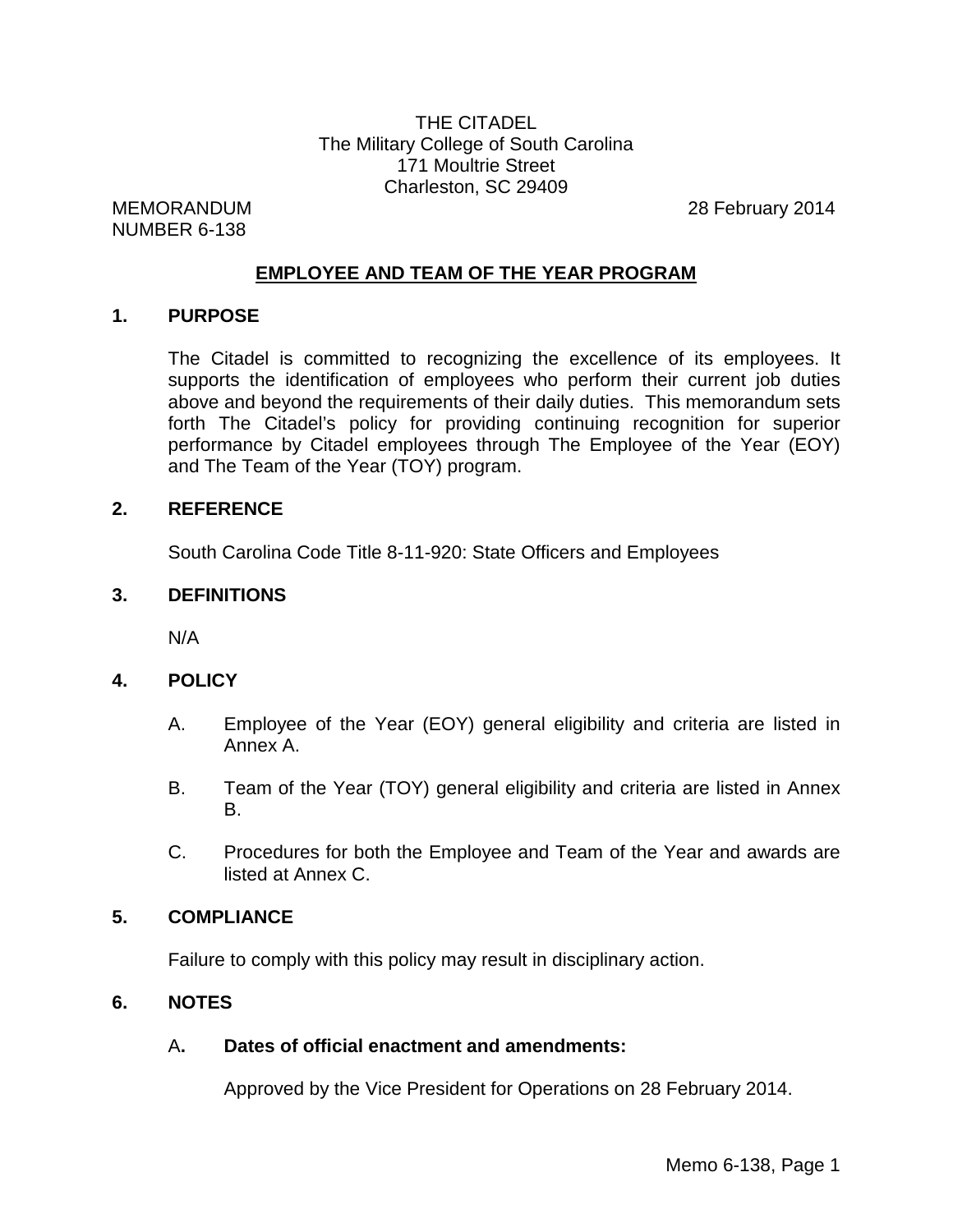THE CITADEL
The Military College of South Carolina
171 Moultrie Street
Charleston, SC 29409

MEMORANDUM
NUMBER 6-138

28 February 2014

## EMPLOYEE AND TEAM OF THE YEAR PROGRAM

### 1. PURPOSE

The Citadel is committed to recognizing the excellence of its employees. It supports the identification of employees who perform their current job duties above and beyond the requirements of their daily duties. This memorandum sets forth The Citadel's policy for providing continuing recognition for superior performance by Citadel employees through The Employee of the Year (EOY) and The Team of the Year (TOY) program.

### 2. REFERENCE

South Carolina Code Title 8-11-920: State Officers and Employees

### 3. DEFINITIONS

N/A

### 4. POLICY

A. Employee of the Year (EOY) general eligibility and criteria are listed in Annex A.

B. Team of the Year (TOY) general eligibility and criteria are listed in Annex B.

C. Procedures for both the Employee and Team of the Year and awards are listed at Annex C.

### 5. COMPLIANCE

Failure to comply with this policy may result in disciplinary action.

### 6. NOTES

A**. Dates of official enactment and amendments:**

Approved by the Vice President for Operations on 28 February 2014.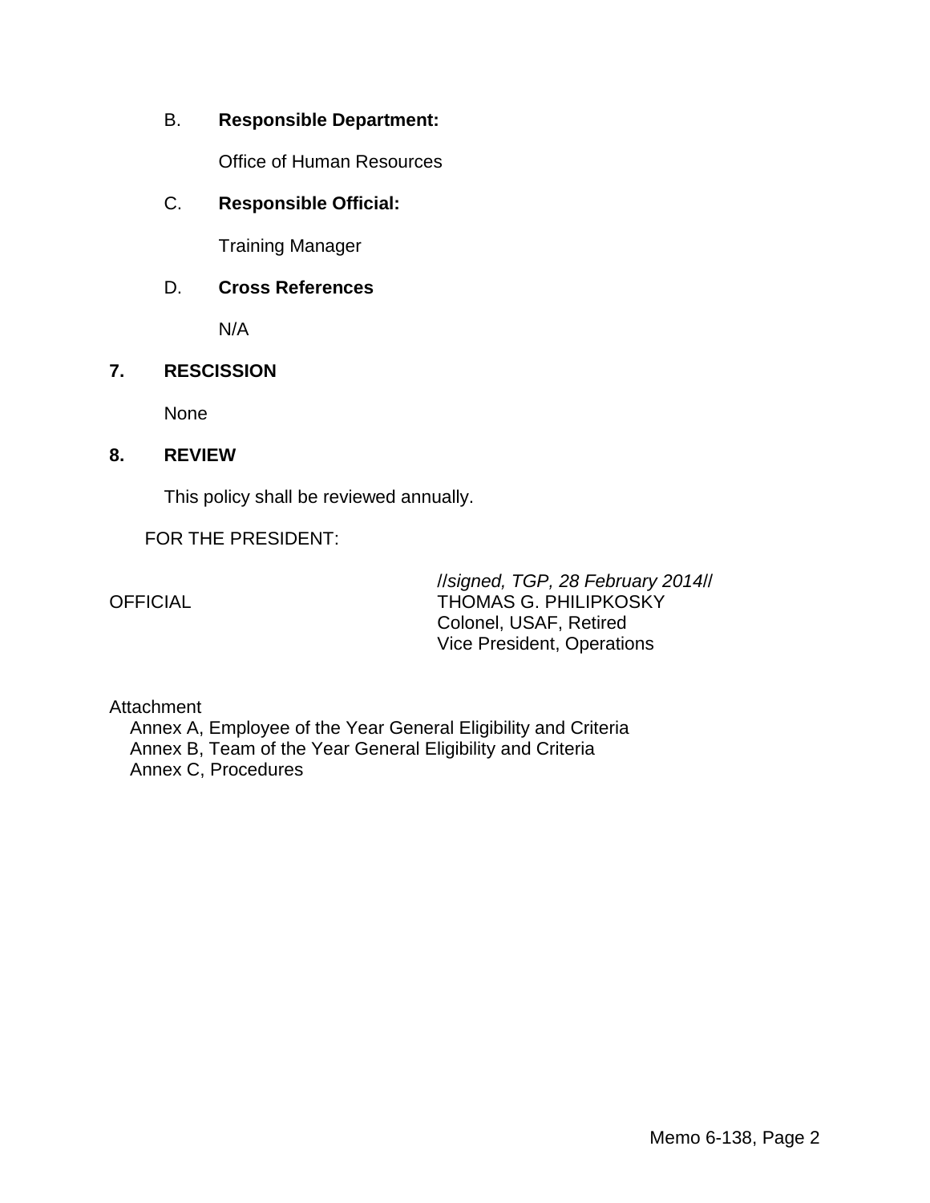B. **Responsible Department:**

Office of Human Resources

C. **Responsible Official:**

Training Manager

D. **Cross References**

N/A

**7. RESCISSION**

None

**8. REVIEW**

This policy shall be reviewed annually.

FOR THE PRESIDENT:

OFFICIAL

//*signed, TGP, 28 February 2014*//
THOMAS G. PHILIPKOSKY
Colonel, USAF, Retired
Vice President, Operations

Attachment
Annex A, Employee of the Year General Eligibility and Criteria
Annex B, Team of the Year General Eligibility and Criteria
Annex C, Procedures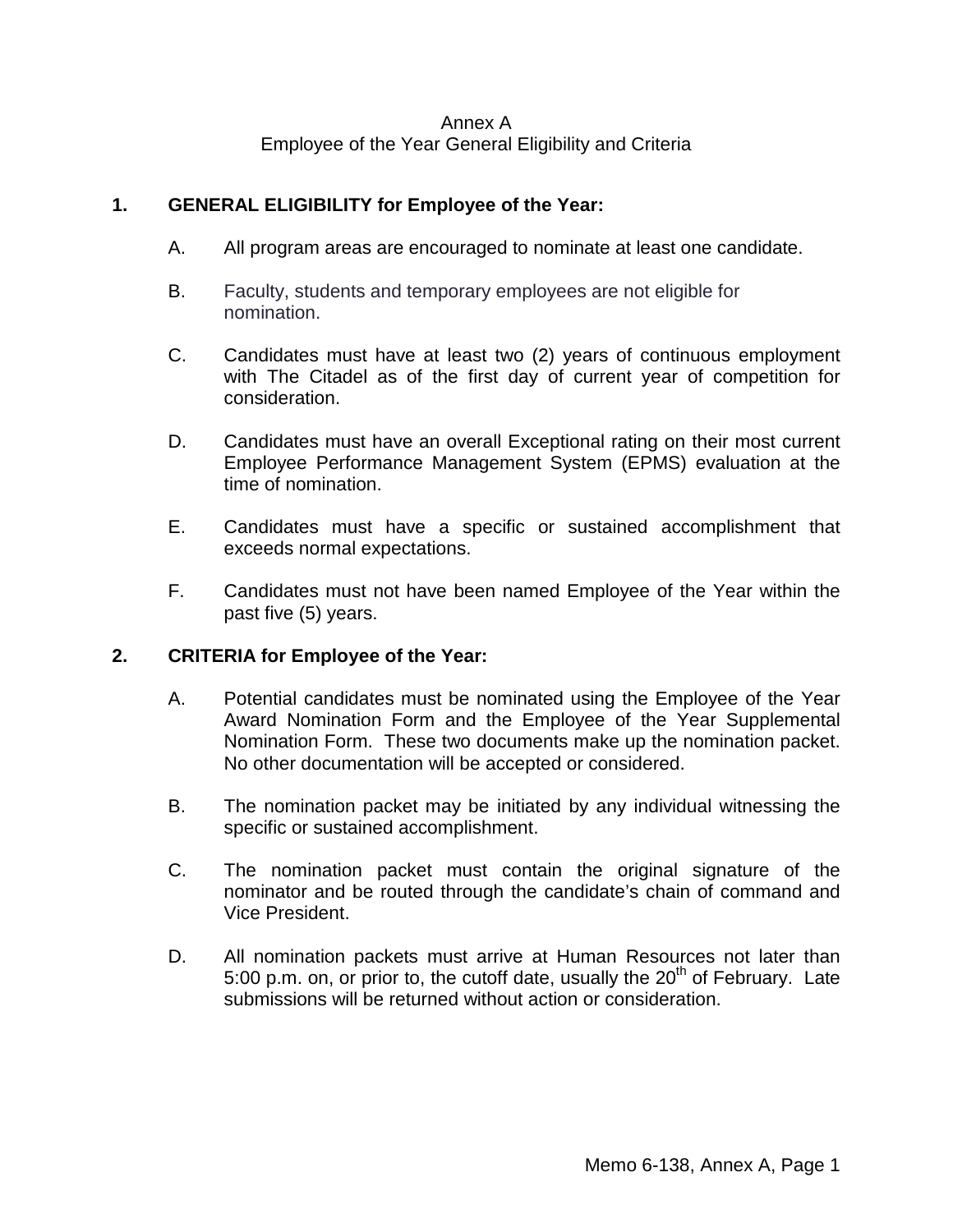Annex A

Employee of the Year General Eligibility and Criteria

**1. GENERAL ELIGIBILITY for Employee of the Year:**

A. All program areas are encouraged to nominate at least one candidate.

B. Faculty, students and temporary employees are not eligible for nomination.

C. Candidates must have at least two (2) years of continuous employment with The Citadel as of the first day of current year of competition for consideration.

D. Candidates must have an overall Exceptional rating on their most current Employee Performance Management System (EPMS) evaluation at the time of nomination.

E. Candidates must have a specific or sustained accomplishment that exceeds normal expectations.

F. Candidates must not have been named Employee of the Year within the past five (5) years.

**2. CRITERIA for Employee of the Year:**

A. Potential candidates must be nominated using the Employee of the Year Award Nomination Form and the Employee of the Year Supplemental Nomination Form. These two documents make up the nomination packet. No other documentation will be accepted or considered.

B. The nomination packet may be initiated by any individual witnessing the specific or sustained accomplishment.

C. The nomination packet must contain the original signature of the nominator and be routed through the candidate's chain of command and Vice President.

D. All nomination packets must arrive at Human Resources not later than 5:00 p.m. on, or prior to, the cutoff date, usually the 20th of February. Late submissions will be returned without action or consideration.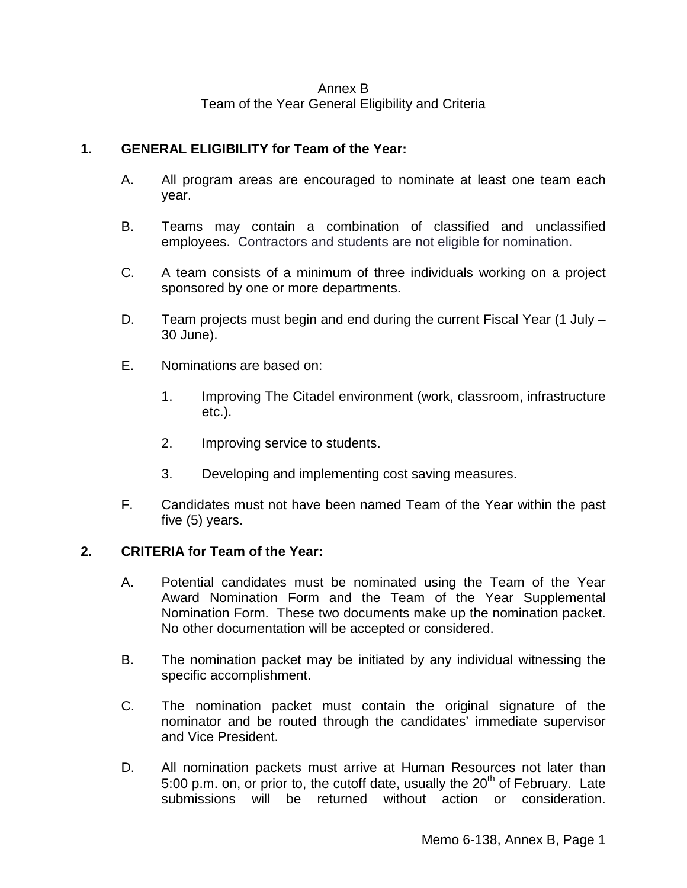Annex B
Team of the Year General Eligibility and Criteria

**1. GENERAL ELIGIBILITY for Team of the Year:**

A. All program areas are encouraged to nominate at least one team each year.

B. Teams may contain a combination of classified and unclassified employees. Contractors and students are not eligible for nomination.

C. A team consists of a minimum of three individuals working on a project sponsored by one or more departments.

D. Team projects must begin and end during the current Fiscal Year (1 July – 30 June).

E. Nominations are based on:

1. Improving The Citadel environment (work, classroom, infrastructure etc.).

2. Improving service to students.

3. Developing and implementing cost saving measures.

F. Candidates must not have been named Team of the Year within the past five (5) years.

**2. CRITERIA for Team of the Year:**

A. Potential candidates must be nominated using the Team of the Year Award Nomination Form and the Team of the Year Supplemental Nomination Form. These two documents make up the nomination packet. No other documentation will be accepted or considered.

B. The nomination packet may be initiated by any individual witnessing the specific accomplishment.

C. The nomination packet must contain the original signature of the nominator and be routed through the candidates' immediate supervisor and Vice President.

D. All nomination packets must arrive at Human Resources not later than 5:00 p.m. on, or prior to, the cutoff date, usually the 20th of February. Late submissions will be returned without action or consideration.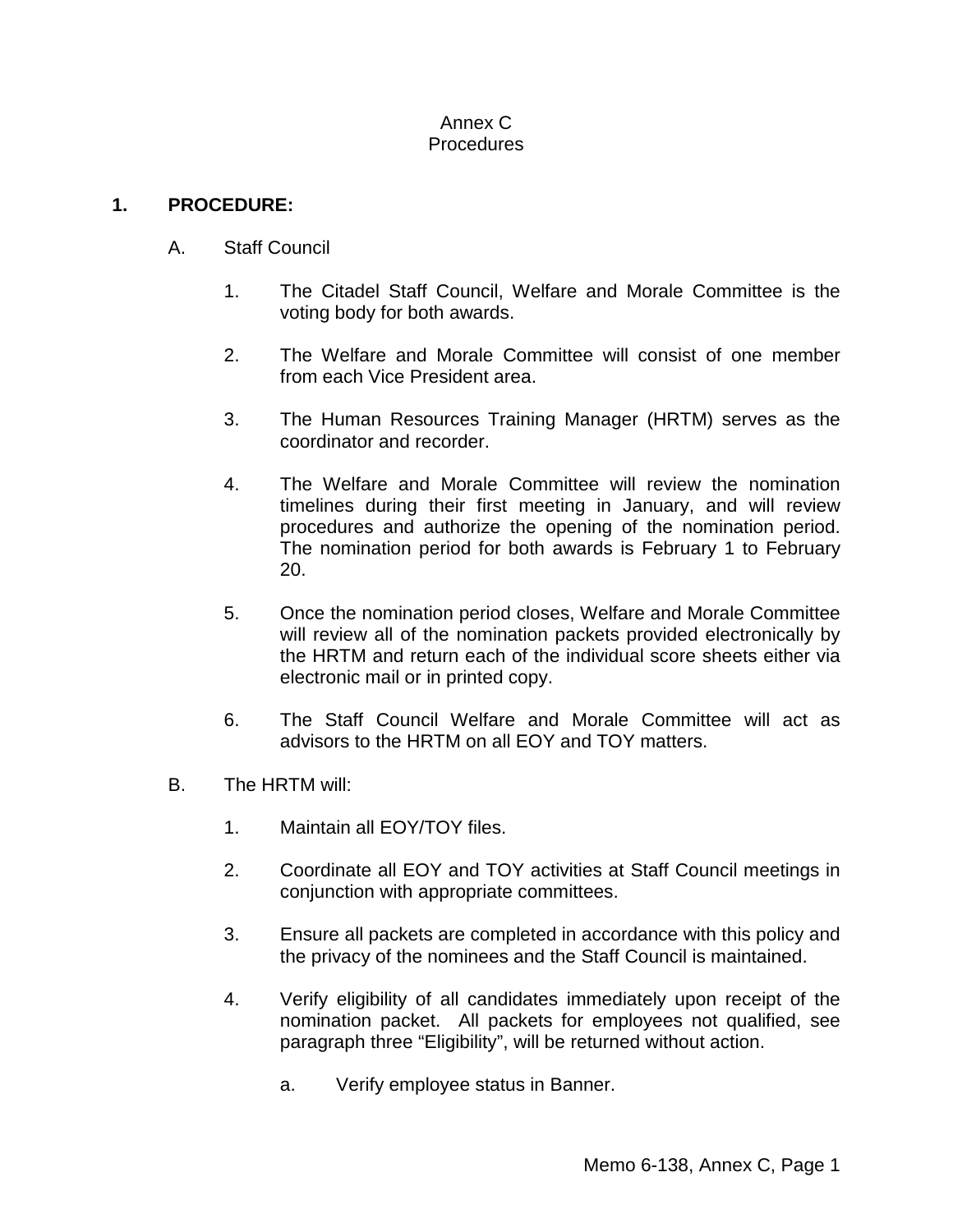# Annex C
# Procedures

**1. PROCEDURE:**

A. Staff Council

1. The Citadel Staff Council, Welfare and Morale Committee is the voting body for both awards.

2. The Welfare and Morale Committee will consist of one member from each Vice President area.

3. The Human Resources Training Manager (HRTM) serves as the coordinator and recorder.

4. The Welfare and Morale Committee will review the nomination timelines during their first meeting in January, and will review procedures and authorize the opening of the nomination period. The nomination period for both awards is February 1 to February 20.

5. Once the nomination period closes, Welfare and Morale Committee will review all of the nomination packets provided electronically by the HRTM and return each of the individual score sheets either via electronic mail or in printed copy.

6. The Staff Council Welfare and Morale Committee will act as advisors to the HRTM on all EOY and TOY matters.

B. The HRTM will:

1. Maintain all EOY/TOY files.

2. Coordinate all EOY and TOY activities at Staff Council meetings in conjunction with appropriate committees.

3. Ensure all packets are completed in accordance with this policy and the privacy of the nominees and the Staff Council is maintained.

4. Verify eligibility of all candidates immediately upon receipt of the nomination packet. All packets for employees not qualified, see paragraph three "Eligibility", will be returned without action.

   a. Verify employee status in Banner.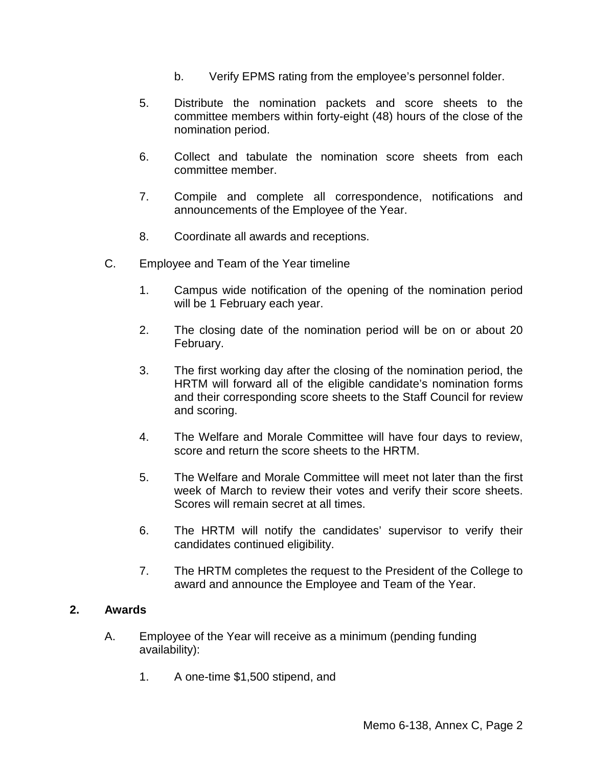b. Verify EPMS rating from the employee's personnel folder.

5. Distribute the nomination packets and score sheets to the committee members within forty-eight (48) hours of the close of the nomination period.

6. Collect and tabulate the nomination score sheets from each committee member.

7. Compile and complete all correspondence, notifications and announcements of the Employee of the Year.

8. Coordinate all awards and receptions.

C. Employee and Team of the Year timeline

1. Campus wide notification of the opening of the nomination period will be 1 February each year.

2. The closing date of the nomination period will be on or about 20 February.

3. The first working day after the closing of the nomination period, the HRTM will forward all of the eligible candidate's nomination forms and their corresponding score sheets to the Staff Council for review and scoring.

4. The Welfare and Morale Committee will have four days to review, score and return the score sheets to the HRTM.

5. The Welfare and Morale Committee will meet not later than the first week of March to review their votes and verify their score sheets. Scores will remain secret at all times.

6. The HRTM will notify the candidates' supervisor to verify their candidates continued eligibility.

7. The HRTM completes the request to the President of the College to award and announce the Employee and Team of the Year.

**2. Awards**

A. Employee of the Year will receive as a minimum (pending funding availability):

1. A one-time $1,500 stipend, and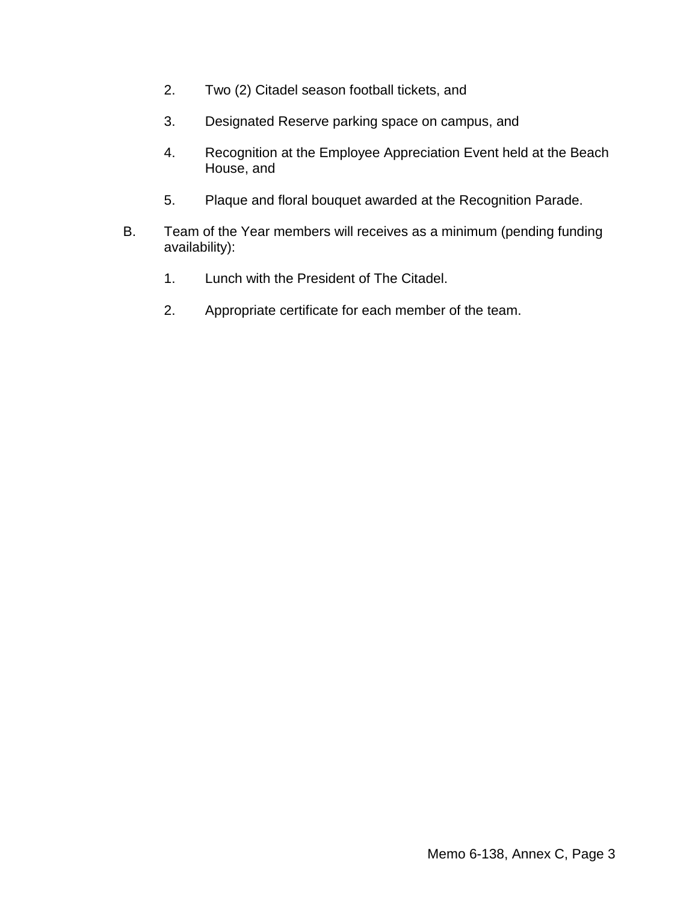2. Two (2) Citadel season football tickets, and

3. Designated Reserve parking space on campus, and

4. Recognition at the Employee Appreciation Event held at the Beach House, and

5. Plaque and floral bouquet awarded at the Recognition Parade.

B. Team of the Year members will receives as a minimum (pending funding availability):

1. Lunch with the President of The Citadel.

2. Appropriate certificate for each member of the team.